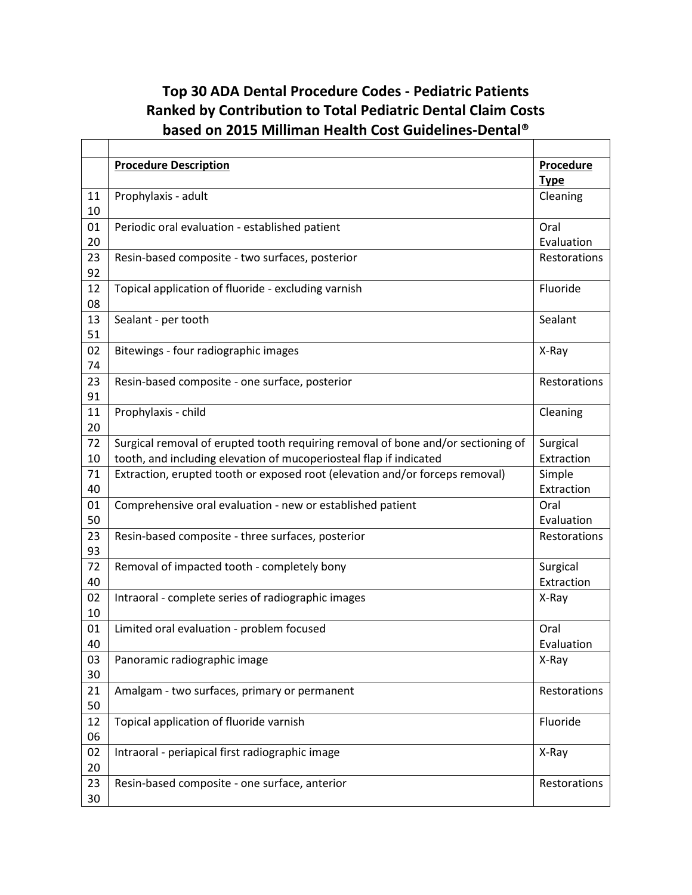# Top 30 ADA Dental Procedure Codes - Pediatric Patients Ranked by Contribution to Total Pediatric Dental Claim Costs based on 2015 Milliman Health Cost Guidelines-Dental®

| | **Procedure Description** | **Procedure Type** |
|---|---|---|
| 1110 | Prophylaxis - adult | Cleaning |
| 0120 | Periodic oral evaluation - established patient | Oral Evaluation |
| 2392 | Resin-based composite - two surfaces, posterior | Restorations |
| 1208 | Topical application of fluoride - excluding varnish | Fluoride |
| 1351 | Sealant - per tooth | Sealant |
| 0274 | Bitewings - four radiographic images | X-Ray |
| 2391 | Resin-based composite - one surface, posterior | Restorations |
| 1120 | Prophylaxis - child | Cleaning |
| 7210 | Surgical removal of erupted tooth requiring removal of bone and/or sectioning of tooth, and including elevation of mucoperiosteal flap if indicated | Surgical Extraction |
| 7140 | Extraction, erupted tooth or exposed root (elevation and/or forceps removal) | Simple Extraction |
| 0150 | Comprehensive oral evaluation - new or established patient | Oral Evaluation |
| 2393 | Resin-based composite - three surfaces, posterior | Restorations |
| 7240 | Removal of impacted tooth - completely bony | Surgical Extraction |
| 0210 | Intraoral - complete series of radiographic images | X-Ray |
| 0140 | Limited oral evaluation - problem focused | Oral Evaluation |
| 0330 | Panoramic radiographic image | X-Ray |
| 2150 | Amalgam - two surfaces, primary or permanent | Restorations |
| 1206 | Topical application of fluoride varnish | Fluoride |
| 0220 | Intraoral - periapical first radiographic image | X-Ray |
| 2330 | Resin-based composite - one surface, anterior | Restorations |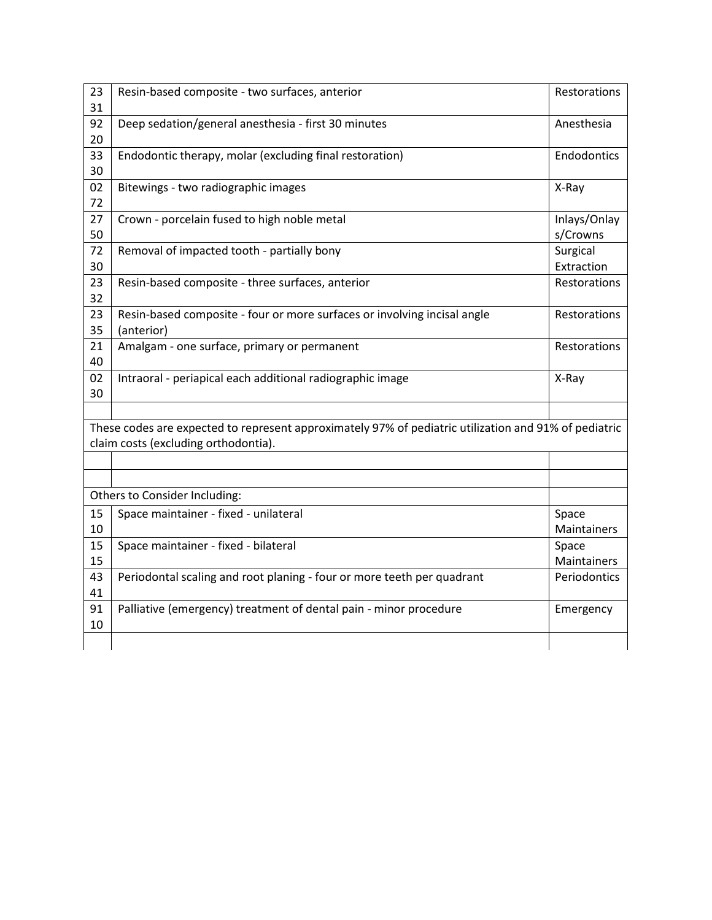| | | |
|---|---|---|
| 2331 | Resin-based composite - two surfaces, anterior | Restorations |
| 9220 | Deep sedation/general anesthesia - first 30 minutes | Anesthesia |
| 3330 | Endodontic therapy, molar (excluding final restoration) | Endodontics |
| 0272 | Bitewings - two radiographic images | X-Ray |
| 2750 | Crown - porcelain fused to high noble metal | Inlays/Onlays/Crowns |
| 7230 | Removal of impacted tooth - partially bony | Surgical Extraction |
| 2332 | Resin-based composite - three surfaces, anterior | Restorations |
| 2335 | Resin-based composite - four or more surfaces or involving incisal angle (anterior) | Restorations |
| 2140 | Amalgam - one surface, primary or permanent | Restorations |
| 0230 | Intraoral - periapical each additional radiographic image | X-Ray |
| | | |
| These codes are expected to represent approximately 97% of pediatric utilization and 91% of pediatric claim costs (excluding orthodontia). | | |
| | | |
| | | |
| Others to Consider Including: | | |
| 1510 | Space maintainer - fixed - unilateral | Space Maintainers |
| 1515 | Space maintainer - fixed - bilateral | Space Maintainers |
| 4341 | Periodontal scaling and root planing - four or more teeth per quadrant | Periodontics |
| 9110 | Palliative (emergency) treatment of dental pain - minor procedure | Emergency |
| | | |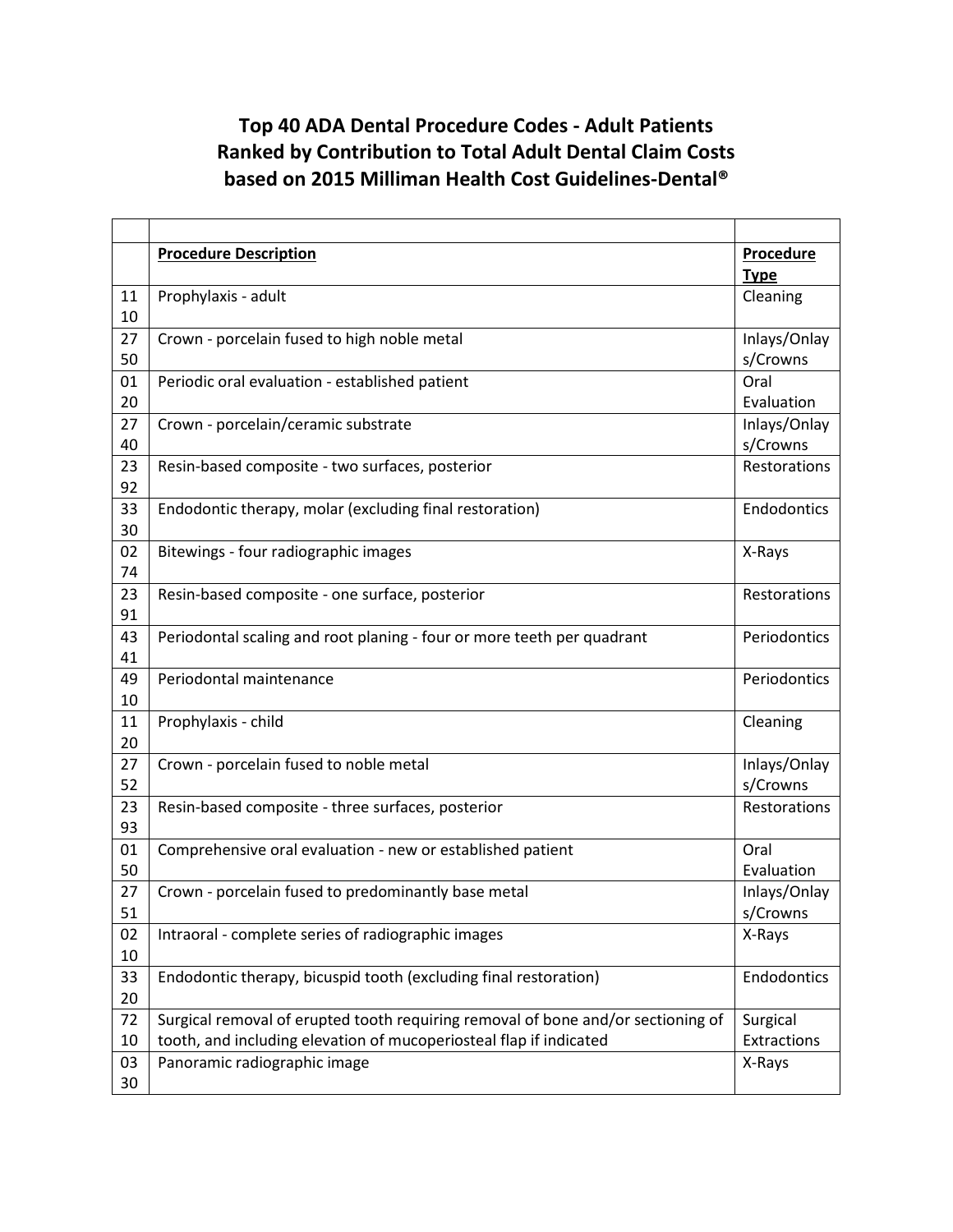# Top 40 ADA Dental Procedure Codes - Adult Patients
# Ranked by Contribution to Total Adult Dental Claim Costs
# based on 2015 Milliman Health Cost Guidelines-Dental®

| | | |
|---|---|---|
| | **Procedure Description** | **Procedure Type** |
| 1110 | Prophylaxis - adult | Cleaning |
| 2750 | Crown - porcelain fused to high noble metal | Inlays/Onlays/Crowns |
| 0120 | Periodic oral evaluation - established patient | Oral Evaluation |
| 2740 | Crown - porcelain/ceramic substrate | Inlays/Onlays/Crowns |
| 2392 | Resin-based composite - two surfaces, posterior | Restorations |
| 3330 | Endodontic therapy, molar (excluding final restoration) | Endodontics |
| 0274 | Bitewings - four radiographic images | X-Rays |
| 2391 | Resin-based composite - one surface, posterior | Restorations |
| 4341 | Periodontal scaling and root planing - four or more teeth per quadrant | Periodontics |
| 4910 | Periodontal maintenance | Periodontics |
| 1120 | Prophylaxis - child | Cleaning |
| 2752 | Crown - porcelain fused to noble metal | Inlays/Onlays/Crowns |
| 2393 | Resin-based composite - three surfaces, posterior | Restorations |
| 0150 | Comprehensive oral evaluation - new or established patient | Oral Evaluation |
| 2751 | Crown - porcelain fused to predominantly base metal | Inlays/Onlays/Crowns |
| 0210 | Intraoral - complete series of radiographic images | X-Rays |
| 3320 | Endodontic therapy, bicuspid tooth (excluding final restoration) | Endodontics |
| 7210 | Surgical removal of erupted tooth requiring removal of bone and/or sectioning of tooth, and including elevation of mucoperiosteal flap if indicated | Surgical Extractions |
| 0330 | Panoramic radiographic image | X-Rays |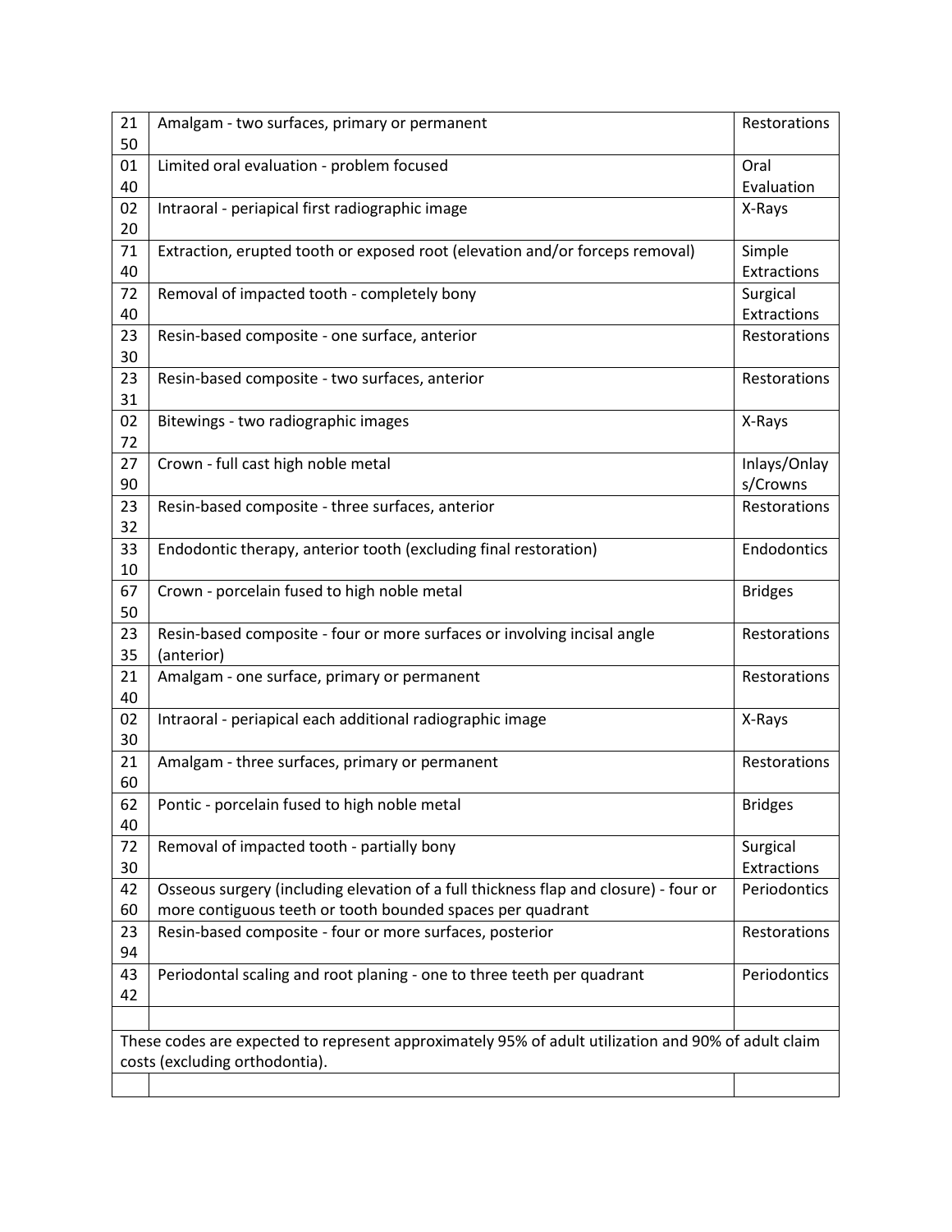| | | |
|---|---|---|
| 2150 | Amalgam - two surfaces, primary or permanent | Restorations |
| 0140 | Limited oral evaluation - problem focused | Oral Evaluation |
| 0220 | Intraoral - periapical first radiographic image | X-Rays |
| 7140 | Extraction, erupted tooth or exposed root (elevation and/or forceps removal) | Simple Extractions |
| 7240 | Removal of impacted tooth - completely bony | Surgical Extractions |
| 2330 | Resin-based composite - one surface, anterior | Restorations |
| 2331 | Resin-based composite - two surfaces, anterior | Restorations |
| 0272 | Bitewings - two radiographic images | X-Rays |
| 2790 | Crown - full cast high noble metal | Inlays/Onlays/Crowns |
| 2332 | Resin-based composite - three surfaces, anterior | Restorations |
| 3310 | Endodontic therapy, anterior tooth (excluding final restoration) | Endodontics |
| 6750 | Crown - porcelain fused to high noble metal | Bridges |
| 2335 | Resin-based composite - four or more surfaces or involving incisal angle (anterior) | Restorations |
| 2140 | Amalgam - one surface, primary or permanent | Restorations |
| 0230 | Intraoral - periapical each additional radiographic image | X-Rays |
| 2160 | Amalgam - three surfaces, primary or permanent | Restorations |
| 6240 | Pontic - porcelain fused to high noble metal | Bridges |
| 7230 | Removal of impacted tooth - partially bony | Surgical Extractions |
| 4260 | Osseous surgery (including elevation of a full thickness flap and closure) - four or more contiguous teeth or tooth bounded spaces per quadrant | Periodontics |
| 2394 | Resin-based composite - four or more surfaces, posterior | Restorations |
| 4342 | Periodontal scaling and root planing - one to three teeth per quadrant | Periodontics |
| | | |
| These codes are expected to represent approximately 95% of adult utilization and 90% of adult claim costs (excluding orthodontia). | | |
| | | |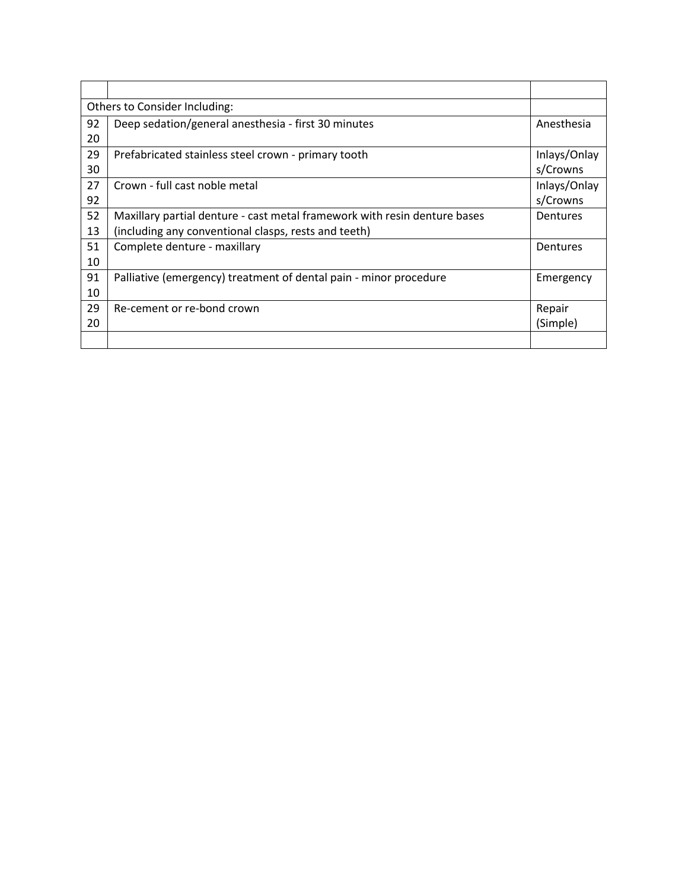| | | |
|---|---|---|
| | | |
| Others to Consider Including: | | |
| 9220 | Deep sedation/general anesthesia - first 30 minutes | Anesthesia |
| 2930 | Prefabricated stainless steel crown - primary tooth | Inlays/Onlays/Crowns |
| 2792 | Crown - full cast noble metal | Inlays/Onlays/Crowns |
| 5213 | Maxillary partial denture - cast metal framework with resin denture bases (including any conventional clasps, rests and teeth) | Dentures |
| 5110 | Complete denture - maxillary | Dentures |
| 9110 | Palliative (emergency) treatment of dental pain - minor procedure | Emergency |
| 2920 | Re-cement or re-bond crown | Repair (Simple) |
| | | |